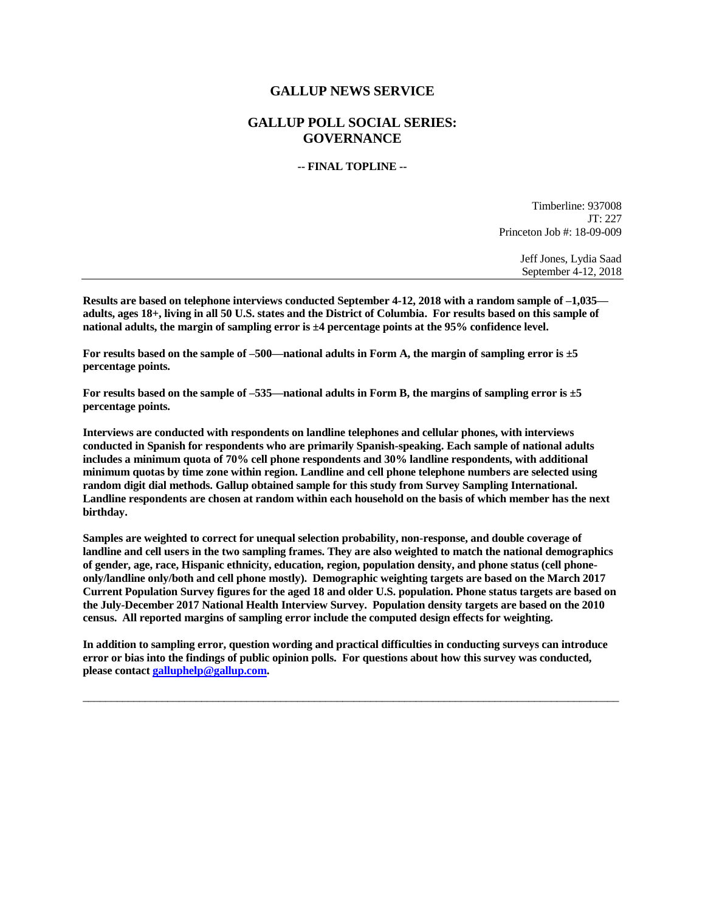# GALLUP NEWS SERVICE

## GALLUP POLL SOCIAL SERIES: GOVERNANCE

**-- FINAL TOPLINE --**

Timberline: 937008
JT: 227
Princeton Job #: 18-09-009

Jeff Jones, Lydia Saad
September 4-12, 2018

---

**Results are based on telephone interviews conducted September 4-12, 2018 with a random sample of –1,035—adults, ages 18+, living in all 50 U.S. states and the District of Columbia. For results based on this sample of national adults, the margin of sampling error is ±4 percentage points at the 95% confidence level.**

**For results based on the sample of –500—national adults in Form A, the margin of sampling error is ±5 percentage points.**

**For results based on the sample of –535—national adults in Form B, the margins of sampling error is ±5 percentage points.**

**Interviews are conducted with respondents on landline telephones and cellular phones, with interviews conducted in Spanish for respondents who are primarily Spanish-speaking. Each sample of national adults includes a minimum quota of 70% cell phone respondents and 30% landline respondents, with additional minimum quotas by time zone within region. Landline and cell phone telephone numbers are selected using random digit dial methods. Gallup obtained sample for this study from Survey Sampling International. Landline respondents are chosen at random within each household on the basis of which member has the next birthday.**

**Samples are weighted to correct for unequal selection probability, non-response, and double coverage of landline and cell users in the two sampling frames. They are also weighted to match the national demographics of gender, age, race, Hispanic ethnicity, education, region, population density, and phone status (cell phone-only/landline only/both and cell phone mostly). Demographic weighting targets are based on the March 2017 Current Population Survey figures for the aged 18 and older U.S. population. Phone status targets are based on the July-December 2017 National Health Interview Survey. Population density targets are based on the 2010 census. All reported margins of sampling error include the computed design effects for weighting.**

**In addition to sampling error, question wording and practical difficulties in conducting surveys can introduce error or bias into the findings of public opinion polls. For questions about how this survey was conducted, please contact galluphelp@gallup.com.**

---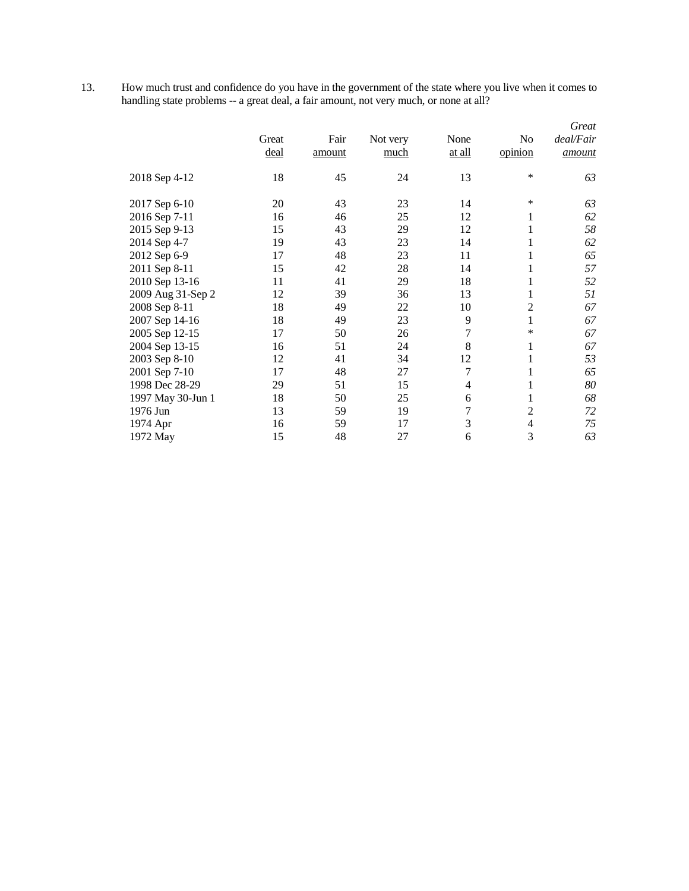13. How much trust and confidence do you have in the government of the state where you live when it comes to handling state problems -- a great deal, a fair amount, not very much, or none at all?

| | Great deal | Fair amount | Not very much | None at all | No opinion | *Great deal/Fair amount* |
|---|---|---|---|---|---|---|
| 2018 Sep 4-12 | 18 | 45 | 24 | 13 | * | *63* |
| 2017 Sep 6-10 | 20 | 43 | 23 | 14 | * | *63* |
| 2016 Sep 7-11 | 16 | 46 | 25 | 12 | 1 | *62* |
| 2015 Sep 9-13 | 15 | 43 | 29 | 12 | 1 | *58* |
| 2014 Sep 4-7 | 19 | 43 | 23 | 14 | 1 | *62* |
| 2012 Sep 6-9 | 17 | 48 | 23 | 11 | 1 | *65* |
| 2011 Sep 8-11 | 15 | 42 | 28 | 14 | 1 | *57* |
| 2010 Sep 13-16 | 11 | 41 | 29 | 18 | 1 | *52* |
| 2009 Aug 31-Sep 2 | 12 | 39 | 36 | 13 | 1 | *51* |
| 2008 Sep 8-11 | 18 | 49 | 22 | 10 | 2 | *67* |
| 2007 Sep 14-16 | 18 | 49 | 23 | 9 | 1 | *67* |
| 2005 Sep 12-15 | 17 | 50 | 26 | 7 | * | *67* |
| 2004 Sep 13-15 | 16 | 51 | 24 | 8 | 1 | *67* |
| 2003 Sep 8-10 | 12 | 41 | 34 | 12 | 1 | *53* |
| 2001 Sep 7-10 | 17 | 48 | 27 | 7 | 1 | *65* |
| 1998 Dec 28-29 | 29 | 51 | 15 | 4 | 1 | *80* |
| 1997 May 30-Jun 1 | 18 | 50 | 25 | 6 | 1 | *68* |
| 1976 Jun | 13 | 59 | 19 | 7 | 2 | *72* |
| 1974 Apr | 16 | 59 | 17 | 3 | 4 | *75* |
| 1972 May | 15 | 48 | 27 | 6 | 3 | *63* |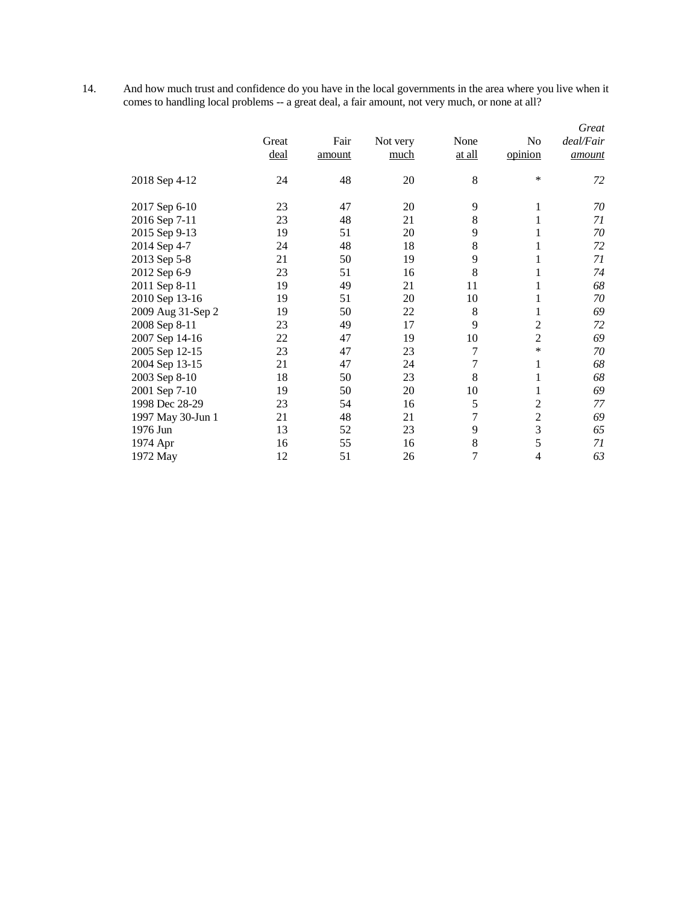14. And how much trust and confidence do you have in the local governments in the area where you live when it comes to handling local problems -- a great deal, a fair amount, not very much, or none at all?

| | Great deal | Fair amount | Not very much | None at all | No opinion | *Great deal/Fair amount* |
|---|---|---|---|---|---|---|
| 2018 Sep 4-12 | 24 | 48 | 20 | 8 | * | *72* |
| 2017 Sep 6-10 | 23 | 47 | 20 | 9 | 1 | *70* |
| 2016 Sep 7-11 | 23 | 48 | 21 | 8 | 1 | *71* |
| 2015 Sep 9-13 | 19 | 51 | 20 | 9 | 1 | *70* |
| 2014 Sep 4-7 | 24 | 48 | 18 | 8 | 1 | *72* |
| 2013 Sep 5-8 | 21 | 50 | 19 | 9 | 1 | *71* |
| 2012 Sep 6-9 | 23 | 51 | 16 | 8 | 1 | *74* |
| 2011 Sep 8-11 | 19 | 49 | 21 | 11 | 1 | *68* |
| 2010 Sep 13-16 | 19 | 51 | 20 | 10 | 1 | *70* |
| 2009 Aug 31-Sep 2 | 19 | 50 | 22 | 8 | 1 | *69* |
| 2008 Sep 8-11 | 23 | 49 | 17 | 9 | 2 | *72* |
| 2007 Sep 14-16 | 22 | 47 | 19 | 10 | 2 | *69* |
| 2005 Sep 12-15 | 23 | 47 | 23 | 7 | * | *70* |
| 2004 Sep 13-15 | 21 | 47 | 24 | 7 | 1 | *68* |
| 2003 Sep 8-10 | 18 | 50 | 23 | 8 | 1 | *68* |
| 2001 Sep 7-10 | 19 | 50 | 20 | 10 | 1 | *69* |
| 1998 Dec 28-29 | 23 | 54 | 16 | 5 | 2 | *77* |
| 1997 May 30-Jun 1 | 21 | 48 | 21 | 7 | 2 | *69* |
| 1976 Jun | 13 | 52 | 23 | 9 | 3 | *65* |
| 1974 Apr | 16 | 55 | 16 | 8 | 5 | *71* |
| 1972 May | 12 | 51 | 26 | 7 | 4 | *63* |